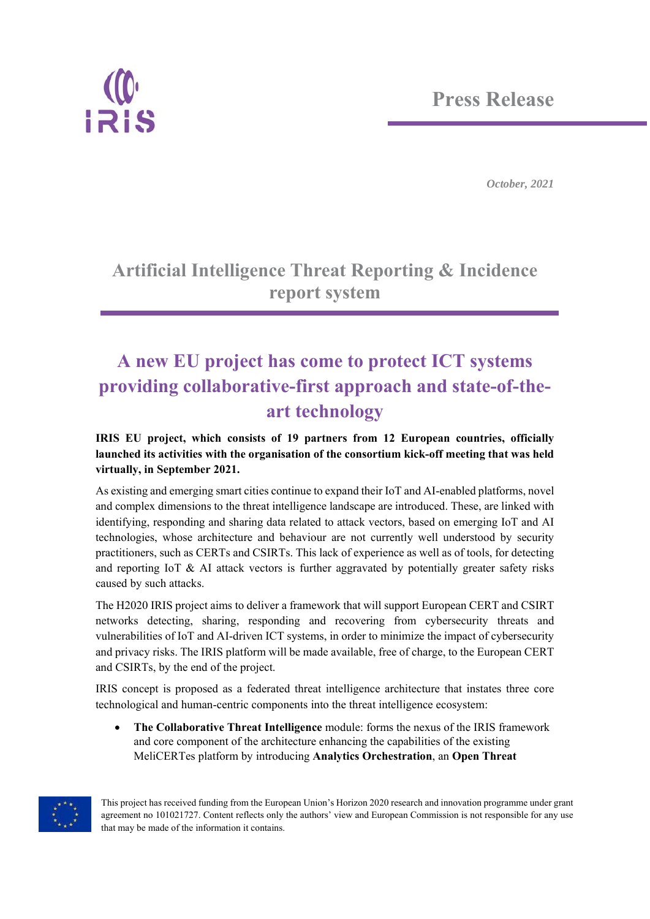Press Release

*October, 2021*

# Artificial Intelligence Threat Reporting & Incidence report system

## A new EU project has come to protect ICT systems providing collaborative-first approach and state-of-the-art technology

**IRIS EU project, which consists of 19 partners from 12 European countries, officially launched its activities with the organisation of the consortium kick-off meeting that was held virtually, in September 2021.**

As existing and emerging smart cities continue to expand their IoT and AI-enabled platforms, novel and complex dimensions to the threat intelligence landscape are introduced. These, are linked with identifying, responding and sharing data related to attack vectors, based on emerging IoT and AI technologies, whose architecture and behaviour are not currently well understood by security practitioners, such as CERTs and CSIRTs. This lack of experience as well as of tools, for detecting and reporting IoT & AI attack vectors is further aggravated by potentially greater safety risks caused by such attacks.

The H2020 IRIS project aims to deliver a framework that will support European CERT and CSIRT networks detecting, sharing, responding and recovering from cybersecurity threats and vulnerabilities of IoT and AI-driven ICT systems, in order to minimize the impact of cybersecurity and privacy risks. The IRIS platform will be made available, free of charge, to the European CERT and CSIRTs, by the end of the project.

IRIS concept is proposed as a federated threat intelligence architecture that instates three core technological and human-centric components into the threat intelligence ecosystem:

- **The Collaborative Threat Intelligence** module: forms the nexus of the IRIS framework and core component of the architecture enhancing the capabilities of the existing MeliCERTes platform by introducing **Analytics Orchestration**, an **Open Threat**

This project has received funding from the European Union's Horizon 2020 research and innovation programme under grant agreement no 101021727. Content reflects only the authors' view and European Commission is not responsible for any use that may be made of the information it contains.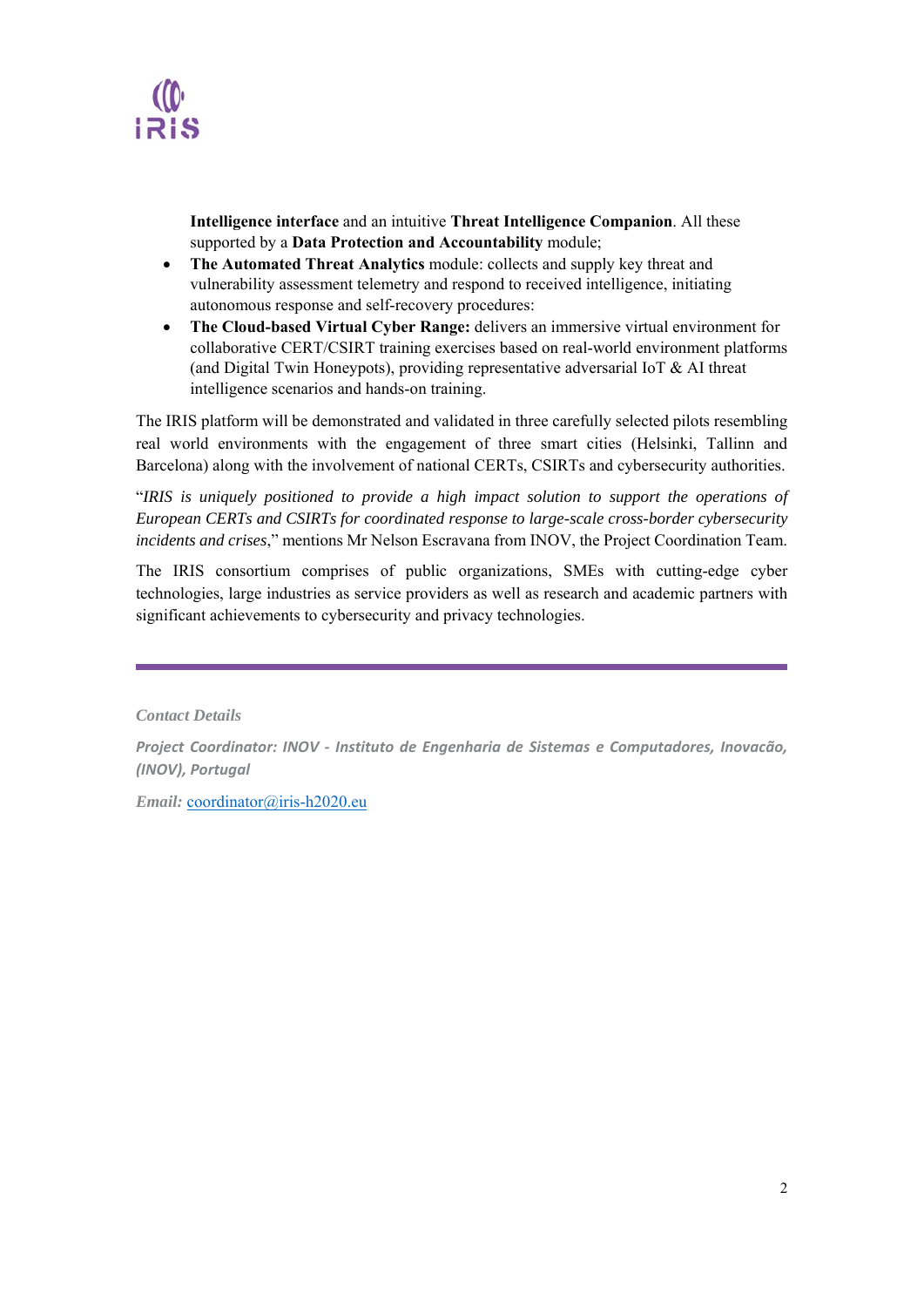Intelligence interface** and an intuitive **Threat Intelligence Companion**. All these supported by a **Data Protection and Accountability** module;

- **The Automated Threat Analytics** module: collects and supply key threat and vulnerability assessment telemetry and respond to received intelligence, initiating autonomous response and self-recovery procedures:
- **The Cloud-based Virtual Cyber Range:** delivers an immersive virtual environment for collaborative CERT/CSIRT training exercises based on real-world environment platforms (and Digital Twin Honeypots), providing representative adversarial IoT & AI threat intelligence scenarios and hands-on training.

The IRIS platform will be demonstrated and validated in three carefully selected pilots resembling real world environments with the engagement of three smart cities (Helsinki, Tallinn and Barcelona) along with the involvement of national CERTs, CSIRTs and cybersecurity authorities.

"*IRIS is uniquely positioned to provide a high impact solution to support the operations of European CERTs and CSIRTs for coordinated response to large-scale cross-border cybersecurity incidents and crises*," mentions Mr Nelson Escravana from INOV, the Project Coordination Team.

The IRIS consortium comprises of public organizations, SMEs with cutting-edge cyber technologies, large industries as service providers as well as research and academic partners with significant achievements to cybersecurity and privacy technologies.

---

*Contact Details*

***Project Coordinator: INOV - Instituto de Engenharia de Sistemas e Computadores, Inovacão, (INOV), Portugal***

*Email:* coordinator@iris-h2020.eu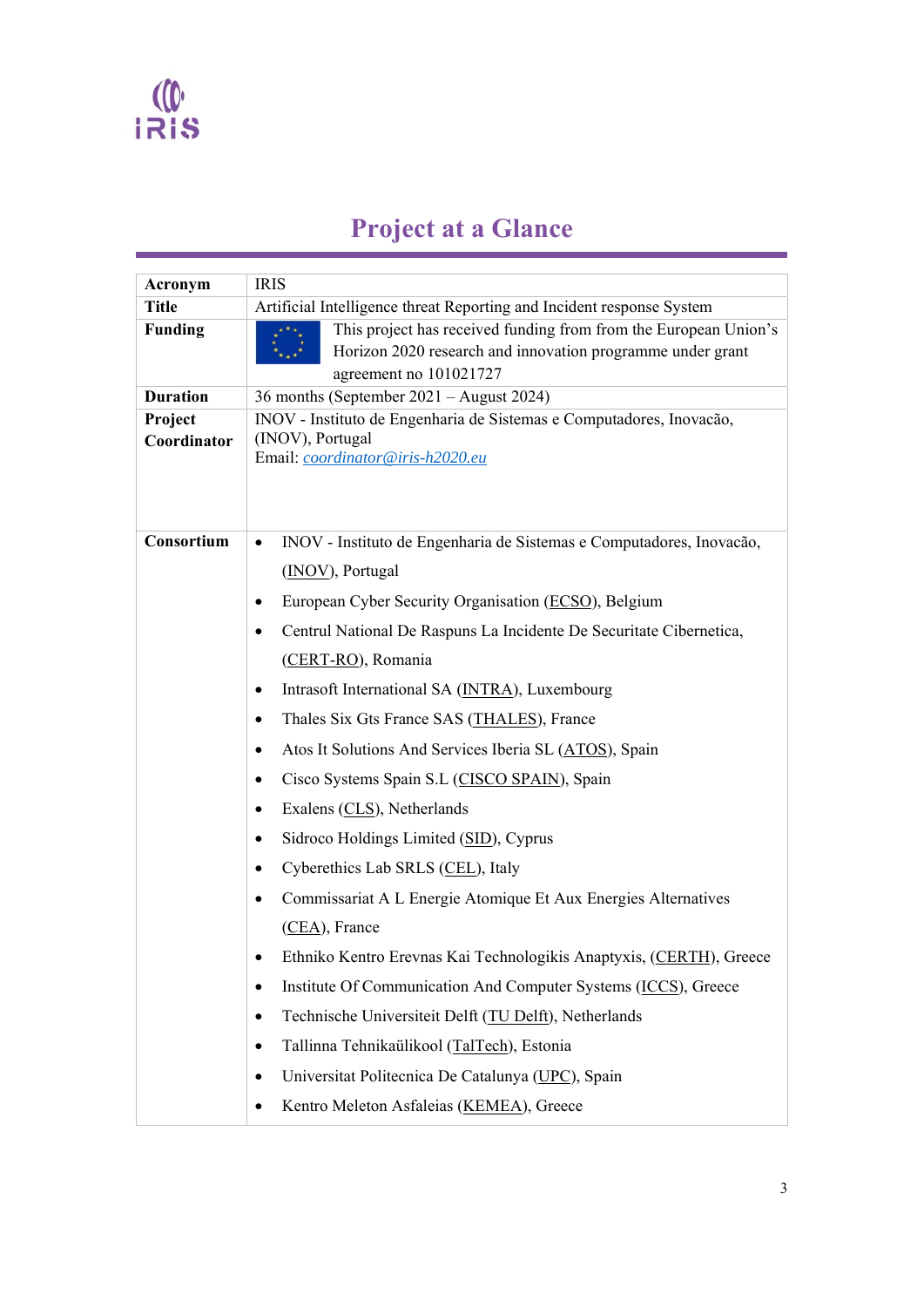# Project at a Glance

| | |
|---|---|
| **Acronym** | IRIS |
| **Title** | Artificial Intelligence threat Reporting and Incident response System |
| **Funding** | This project has received funding from from the European Union's Horizon 2020 research and innovation programme under grant agreement no 101021727 |
| **Duration** | 36 months (September 2021 – August 2024) |
| **Project Coordinator** | INOV - Instituto de Engenharia de Sistemas e Computadores, Inovacão, (INOV), Portugal<br>Email: *coordinator@iris-h2020.eu* |
| **Consortium** | • INOV - Instituto de Engenharia de Sistemas e Computadores, Inovacão, (INOV), Portugal<br>• European Cyber Security Organisation (ECSO), Belgium<br>• Centrul National De Raspuns La Incidente De Securitate Cibernetica, (CERT-RO), Romania<br>• Intrasoft International SA (INTRA), Luxembourg<br>• Thales Six Gts France SAS (THALES), France<br>• Atos It Solutions And Services Iberia SL (ATOS), Spain<br>• Cisco Systems Spain S.L (CISCO SPAIN), Spain<br>• Exalens (CLS), Netherlands<br>• Sidroco Holdings Limited (SID), Cyprus<br>• Cyberethics Lab SRLS (CEL), Italy<br>• Commissariat A L Energie Atomique Et Aux Energies Alternatives (CEA), France<br>• Ethniko Kentro Erevnas Kai Technologikis Anaptyxis, (CERTH), Greece<br>• Institute Of Communication And Computer Systems (ICCS), Greece<br>• Technische Universiteit Delft (TU Delft), Netherlands<br>• Tallinna Tehnikaülikool (TalTech), Estonia<br>• Universitat Politecnica De Catalunya (UPC), Spain<br>• Kentro Meleton Asfaleias (KEMEA), Greece |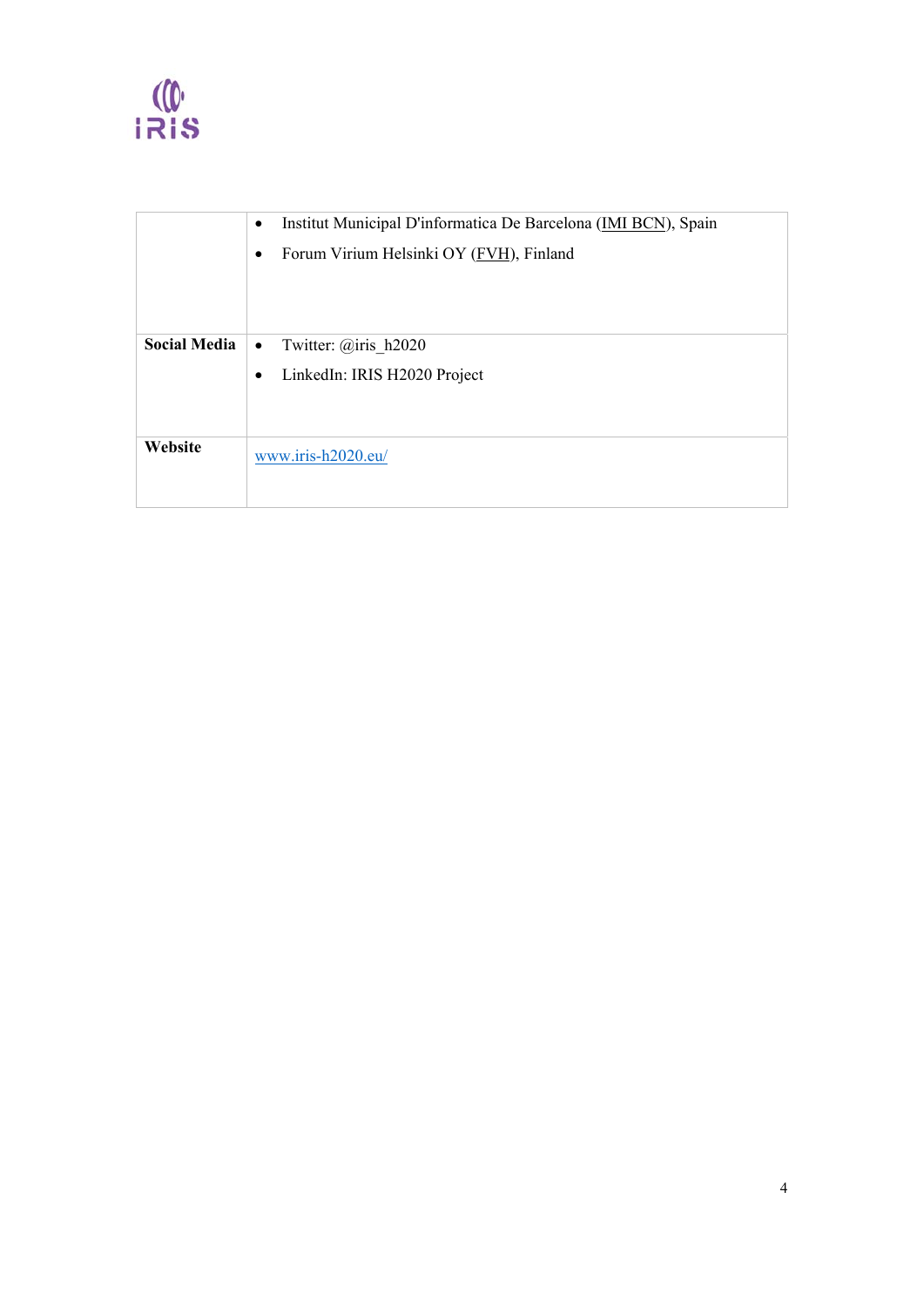| | |
|---|---|
| | • Institut Municipal D'informatica De Barcelona (IMI BCN), Spain<br>• Forum Virium Helsinki OY (FVH), Finland |
| **Social Media** | • Twitter: @iris_h2020<br>• LinkedIn: IRIS H2020 Project |
| **Website** | www.iris-h2020.eu/ |